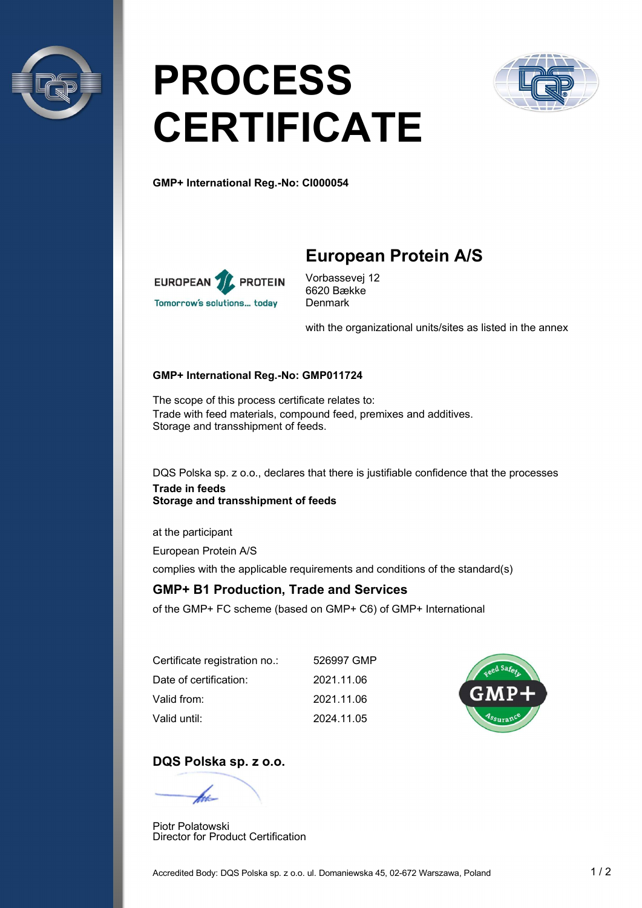# PROCESS CERTIFICATE

**GMP+ International Reg.-No: CI000054**

EUROPEAN PROTEIN
Tomorrow's solutions... today

## European Protein A/S

Vorbassevej 12
6620 Bække
Denmark

with the organizational units/sites as listed in the annex

**GMP+ International Reg.-No: GMP011724**

The scope of this process certificate relates to:
Trade with feed materials, compound feed, premixes and additives.
Storage and transshipment of feeds.

DQS Polska sp. z o.o., declares that there is justifiable confidence that the processes
**Trade in feeds**
**Storage and transshipment of feeds**

at the participant

European Protein A/S

complies with the applicable requirements and conditions of the standard(s)

### GMP+ B1 Production, Trade and Services

of the GMP+ FC scheme (based on GMP+ C6) of GMP+ International

| | |
|---|---|
| Certificate registration no.: | 526997 GMP |
| Date of certification: | 2021.11.06 |
| Valid from: | 2021.11.06 |
| Valid until: | 2024.11.05 |

Feed Safety GMP+ Assurance

### DQS Polska sp. z o.o.

Piotr Polatowski
Director for Product Certification

Accredited Body: DQS Polska sp. z o.o. ul. Domaniewska 45, 02-672 Warszawa, Poland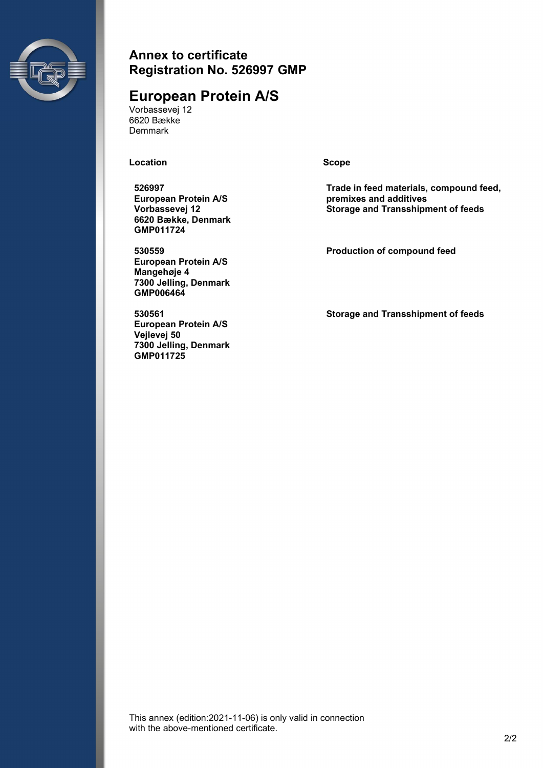## Annex to certificate
## Registration No. 526997 GMP

# European Protein A/S

Vorbassevej 12
6620 Bække
Demmark

| Location | Scope |
| --- | --- |
| **526997**<br>**European Protein A/S**<br>**Vorbassevej 12**<br>**6620 Bække, Denmark**<br>**GMP011724** | **Trade in feed materials, compound feed, premixes and additives**<br>**Storage and Transshipment of feeds** |
| **530559**<br>**European Protein A/S**<br>**Mangehøje 4**<br>**7300 Jelling, Denmark**<br>**GMP006464** | **Production of compound feed** |
| **530561**<br>**European Protein A/S**<br>**Vejlevej 50**<br>**7300 Jelling, Denmark**<br>**GMP011725** | **Storage and Transshipment of feeds** |

This annex (edition:2021-11-06) is only valid in connection with the above-mentioned certificate.